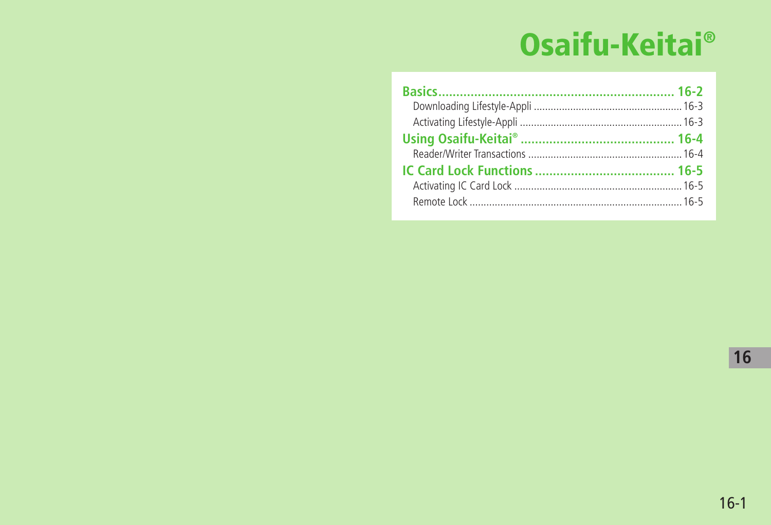# Osaifu-Keitai®

**Basics** .......................................................... 16-2

- Downloading Lifestyle-Appli .......................... 16-3
- Activating Lifestyle-Appli ............................... 16-3

**Using Osaifu-Keitai®** ........................................ 16-4

- Reader/Writer Transactions ........................... 16-4

**IC Card Lock Functions** ................................... 16-5

- Activating IC Card Lock ................................. 16-5
- Remote Lock ................................................. 16-5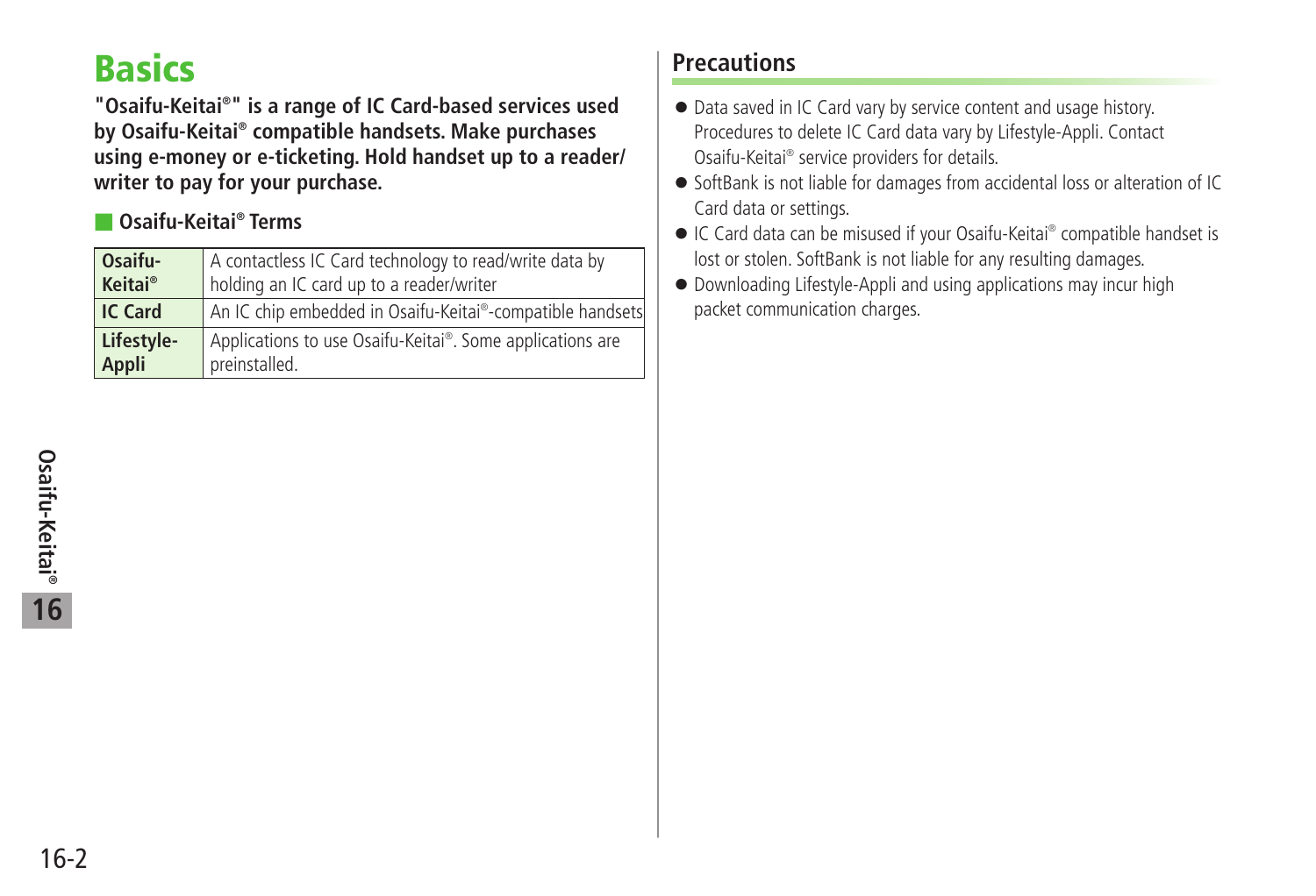# Basics

**"Osaifu-Keitai®" is a range of IC Card-based services used by Osaifu-Keitai® compatible handsets. Make purchases using e-money or e-ticketing. Hold handset up to a reader/writer to pay for your purchase.**

### Osaifu-Keitai® Terms

| | |
|---|---|
| **Osaifu-Keitai®** | A contactless IC Card technology to read/write data by holding an IC card up to a reader/writer |
| **IC Card** | An IC chip embedded in Osaifu-Keitai®-compatible handsets |
| **Lifestyle-Appli** | Applications to use Osaifu-Keitai®. Some applications are preinstalled. |

## Precautions

- Data saved in IC Card vary by service content and usage history. Procedures to delete IC Card data vary by Lifestyle-Appli. Contact Osaifu-Keitai® service providers for details.
- SoftBank is not liable for damages from accidental loss or alteration of IC Card data or settings.
- IC Card data can be misused if your Osaifu-Keitai® compatible handset is lost or stolen. SoftBank is not liable for any resulting damages.
- Downloading Lifestyle-Appli and using applications may incur high packet communication charges.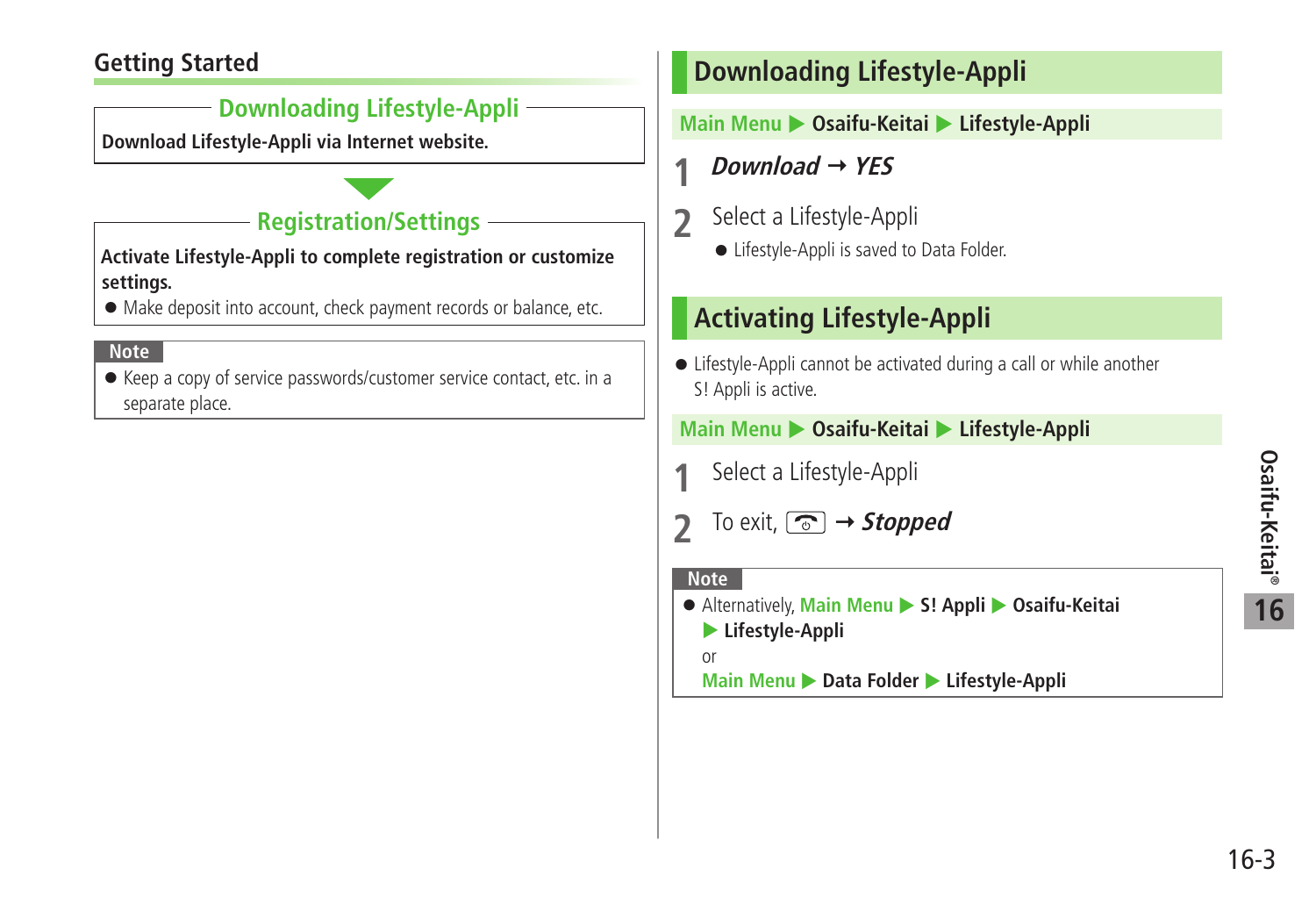## Getting Started

### Downloading Lifestyle-Appli

**Download Lifestyle-Appli via Internet website.**

### Registration/Settings

**Activate Lifestyle-Appli to complete registration or customize settings.**

- Make deposit into account, check payment records or balance, etc.

**Note**

- Keep a copy of service passwords/customer service contact, etc. in a separate place.

## Downloading Lifestyle-Appli

Main Menu ▶ **Osaifu-Keitai** ▶ **Lifestyle-Appli**

1. ***Download*** → ***YES***
2. Select a Lifestyle-Appli
   - Lifestyle-Appli is saved to Data Folder.

## Activating Lifestyle-Appli

- Lifestyle-Appli cannot be activated during a call or while another S! Appli is active.

Main Menu ▶ **Osaifu-Keitai** ▶ **Lifestyle-Appli**

1. Select a Lifestyle-Appli
2. To exit, [key] → ***Stopped***

**Note**

- Alternatively, Main Menu ▶ **S! Appli** ▶ **Osaifu-Keitai** ▶ **Lifestyle-Appli**
  or
  Main Menu ▶ **Data Folder** ▶ **Lifestyle-Appli**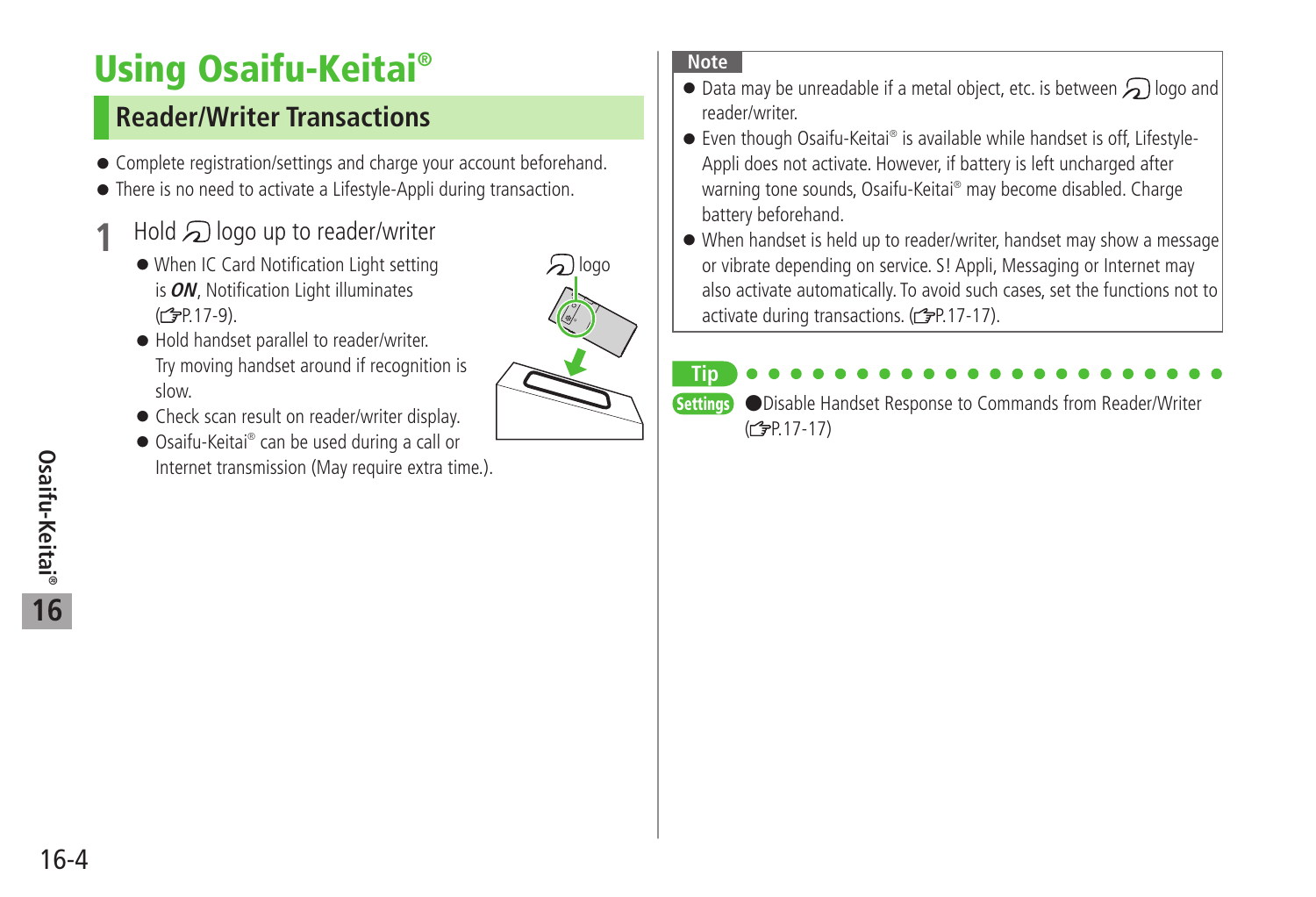# Using Osaifu-Keitai®

## Reader/Writer Transactions

- Complete registration/settings and charge your account beforehand.
- There is no need to activate a Lifestyle-Appli during transaction.

**1** Hold logo up to reader/writer

- When IC Card Notification Light setting is ***ON***, Notification Light illuminates (☞P.17-9).
- Hold handset parallel to reader/writer. Try moving handset around if recognition is slow.
- Check scan result on reader/writer display.
- Osaifu-Keitai® can be used during a call or Internet transmission (May require extra time.).

logo

**Note**

- Data may be unreadable if a metal object, etc. is between logo and reader/writer.
- Even though Osaifu-Keitai® is available while handset is off, Lifestyle-Appli does not activate. However, if battery is left uncharged after warning tone sounds, Osaifu-Keitai® may become disabled. Charge battery beforehand.
- When handset is held up to reader/writer, handset may show a message or vibrate depending on service. S! Appli, Messaging or Internet may also activate automatically. To avoid such cases, set the functions not to activate during transactions. (☞P.17-17).

**Tip**

**Settings** ●Disable Handset Response to Commands from Reader/Writer (☞P.17-17)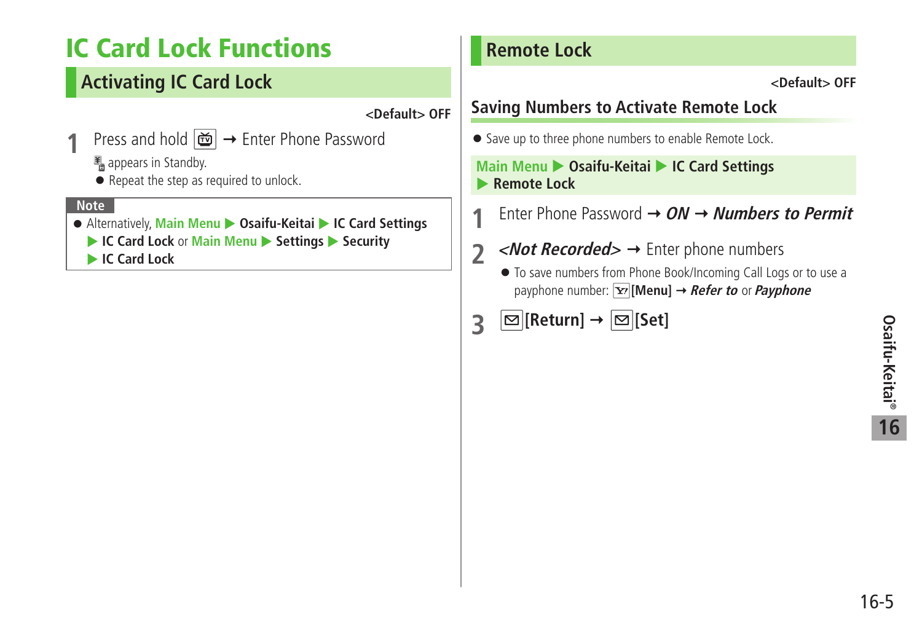# IC Card Lock Functions

## Activating IC Card Lock

<Default> OFF

**1** Press and hold [TV] → Enter Phone Password

appears in Standby.

- Repeat the step as required to unlock.

**Note**

- Alternatively, **Main Menu ▶ Osaifu-Keitai ▶ IC Card Settings ▶ IC Card Lock** or **Main Menu ▶ Settings ▶ Security ▶ IC Card Lock**

## Remote Lock

<Default> OFF

### Saving Numbers to Activate Remote Lock

- Save up to three phone numbers to enable Remote Lock.

**Main Menu ▶ Osaifu-Keitai ▶ IC Card Settings ▶ Remote Lock**

**1** Enter Phone Password → ***ON*** → ***Numbers to Permit***

**2** ***<Not Recorded>*** → Enter phone numbers

- To save numbers from Phone Book/Incoming Call Logs or to use a payphone number: **[Menu]** → ***Refer to*** or ***Payphone***

**3** **[Return]** → **[Set]**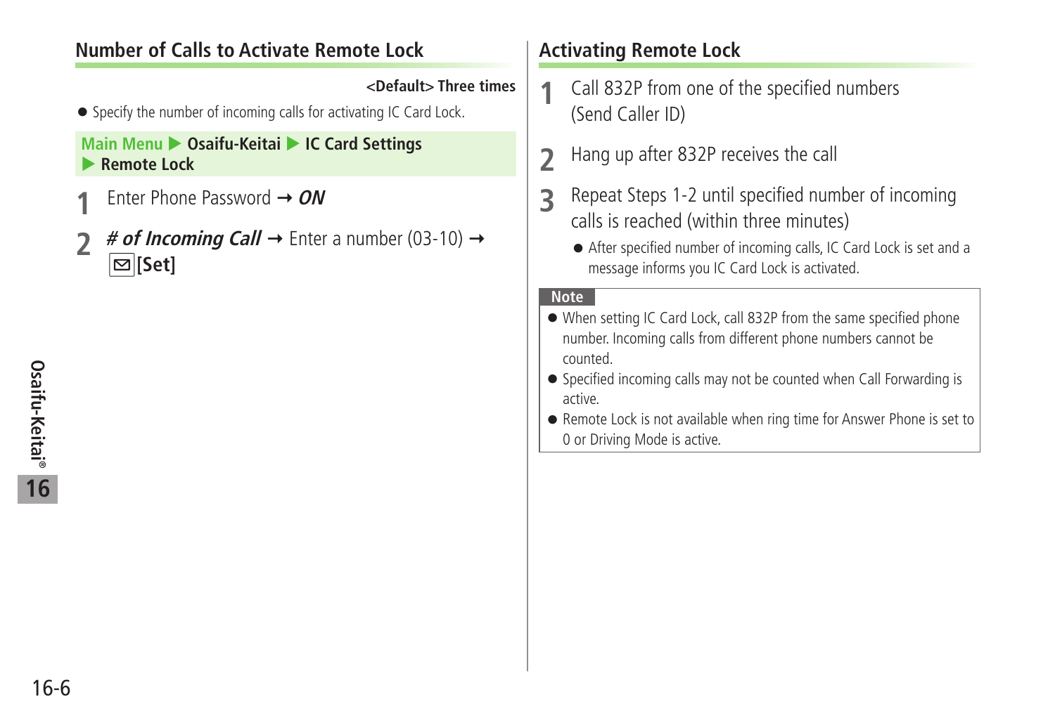## Number of Calls to Activate Remote Lock

**<Default> Three times**

- Specify the number of incoming calls for activating IC Card Lock.

**Main Menu ▶ Osaifu-Keitai ▶ IC Card Settings ▶ Remote Lock**

1. Enter Phone Password → ***ON***
2. ***# of Incoming Call*** → Enter a number (03-10) → ✉**[Set]**

## Activating Remote Lock

1. Call 832P from one of the specified numbers (Send Caller ID)
2. Hang up after 832P receives the call
3. Repeat Steps 1-2 until specified number of incoming calls is reached (within three minutes)
   - After specified number of incoming calls, IC Card Lock is set and a message informs you IC Card Lock is activated.

**Note**

- When setting IC Card Lock, call 832P from the same specified phone number. Incoming calls from different phone numbers cannot be counted.
- Specified incoming calls may not be counted when Call Forwarding is active.
- Remote Lock is not available when ring time for Answer Phone is set to 0 or Driving Mode is active.